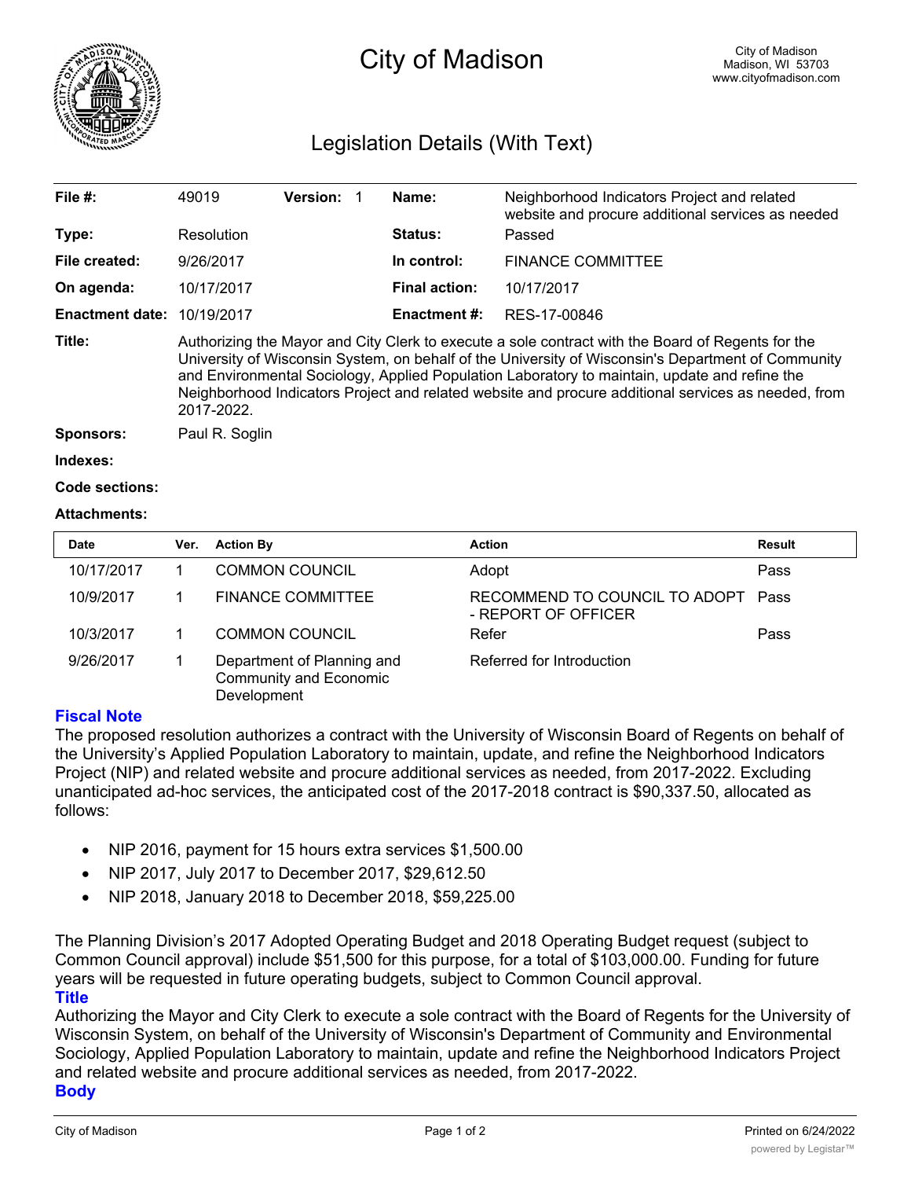# City of Madison

City of Madison
Madison, WI 53703
www.cityofmadison.com

## Legislation Details (With Text)

| | | | | | |
|---|---|---|---|---|---|
| **File #:** | 49019 | **Version:** 1 | | **Name:** | Neighborhood Indicators Project and related website and procure additional services as needed |
| **Type:** | Resolution | | | **Status:** | Passed |
| **File created:** | 9/26/2017 | | | **In control:** | FINANCE COMMITTEE |
| **On agenda:** | 10/17/2017 | | | **Final action:** | 10/17/2017 |
| **Enactment date:** | 10/19/2017 | | | **Enactment #:** | RES-17-00846 |

**Title:** Authorizing the Mayor and City Clerk to execute a sole contract with the Board of Regents for the University of Wisconsin System, on behalf of the University of Wisconsin's Department of Community and Environmental Sociology, Applied Population Laboratory to maintain, update and refine the Neighborhood Indicators Project and related website and procure additional services as needed, from 2017-2022.

**Sponsors:** Paul R. Soglin

**Indexes:**

**Code sections:**

**Attachments:**

| Date | Ver. | Action By | Action | Result |
|---|---|---|---|---|
| 10/17/2017 | 1 | COMMON COUNCIL | Adopt | Pass |
| 10/9/2017 | 1 | FINANCE COMMITTEE | RECOMMEND TO COUNCIL TO ADOPT - REPORT OF OFFICER | Pass |
| 10/3/2017 | 1 | COMMON COUNCIL | Refer | Pass |
| 9/26/2017 | 1 | Department of Planning and Community and Economic Development | Referred for Introduction | |

### Fiscal Note

The proposed resolution authorizes a contract with the University of Wisconsin Board of Regents on behalf of the University's Applied Population Laboratory to maintain, update, and refine the Neighborhood Indicators Project (NIP) and related website and procure additional services as needed, from 2017-2022. Excluding unanticipated ad-hoc services, the anticipated cost of the 2017-2018 contract is $90,337.50, allocated as follows:

- NIP 2016, payment for 15 hours extra services $1,500.00
- NIP 2017, July 2017 to December 2017, $29,612.50
- NIP 2018, January 2018 to December 2018, $59,225.00

The Planning Division's 2017 Adopted Operating Budget and 2018 Operating Budget request (subject to Common Council approval) include $51,500 for this purpose, for a total of $103,000.00. Funding for future years will be requested in future operating budgets, subject to Common Council approval.

### Title

Authorizing the Mayor and City Clerk to execute a sole contract with the Board of Regents for the University of Wisconsin System, on behalf of the University of Wisconsin's Department of Community and Environmental Sociology, Applied Population Laboratory to maintain, update and refine the Neighborhood Indicators Project and related website and procure additional services as needed, from 2017-2022.

### Body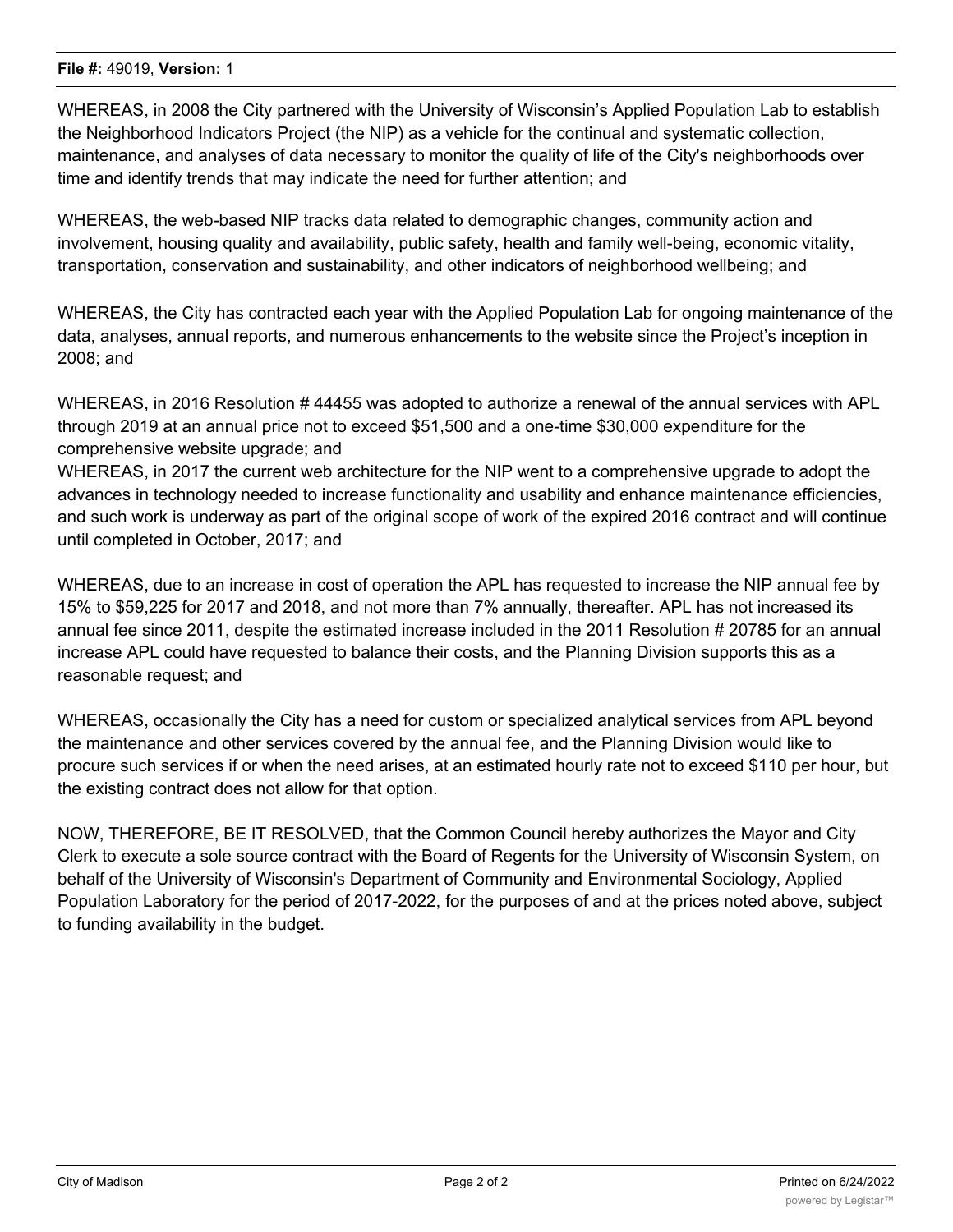WHEREAS, in 2008 the City partnered with the University of Wisconsin's Applied Population Lab to establish the Neighborhood Indicators Project (the NIP) as a vehicle for the continual and systematic collection, maintenance, and analyses of data necessary to monitor the quality of life of the City's neighborhoods over time and identify trends that may indicate the need for further attention; and

WHEREAS, the web-based NIP tracks data related to demographic changes, community action and involvement, housing quality and availability, public safety, health and family well-being, economic vitality, transportation, conservation and sustainability, and other indicators of neighborhood wellbeing; and

WHEREAS, the City has contracted each year with the Applied Population Lab for ongoing maintenance of the data, analyses, annual reports, and numerous enhancements to the website since the Project's inception in 2008; and

WHEREAS, in 2016 Resolution # 44455 was adopted to authorize a renewal of the annual services with APL through 2019 at an annual price not to exceed $51,500 and a one-time $30,000 expenditure for the comprehensive website upgrade; and

WHEREAS, in 2017 the current web architecture for the NIP went to a comprehensive upgrade to adopt the advances in technology needed to increase functionality and usability and enhance maintenance efficiencies, and such work is underway as part of the original scope of work of the expired 2016 contract and will continue until completed in October, 2017; and

WHEREAS, due to an increase in cost of operation the APL has requested to increase the NIP annual fee by 15% to $59,225 for 2017 and 2018, and not more than 7% annually, thereafter. APL has not increased its annual fee since 2011, despite the estimated increase included in the 2011 Resolution # 20785 for an annual increase APL could have requested to balance their costs, and the Planning Division supports this as a reasonable request; and

WHEREAS, occasionally the City has a need for custom or specialized analytical services from APL beyond the maintenance and other services covered by the annual fee, and the Planning Division would like to procure such services if or when the need arises, at an estimated hourly rate not to exceed $110 per hour, but the existing contract does not allow for that option.

NOW, THEREFORE, BE IT RESOLVED, that the Common Council hereby authorizes the Mayor and City Clerk to execute a sole source contract with the Board of Regents for the University of Wisconsin System, on behalf of the University of Wisconsin's Department of Community and Environmental Sociology, Applied Population Laboratory for the period of 2017-2022, for the purposes of and at the prices noted above, subject to funding availability in the budget.